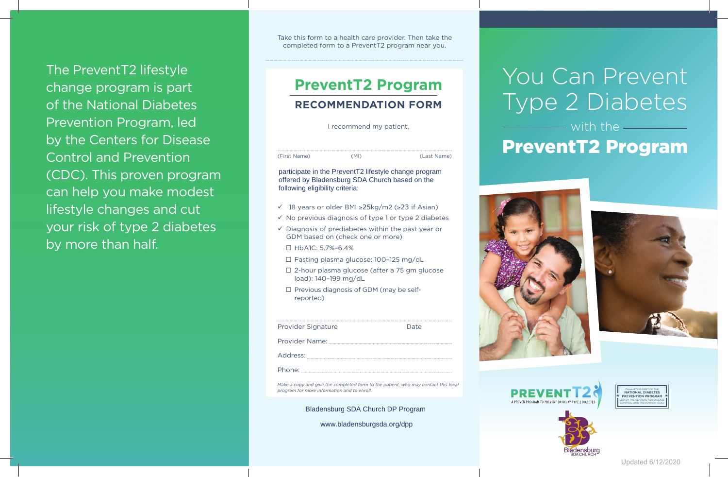The PreventT2 lifestyle change program is part of the National Diabetes Prevention Program, led by the Centers for Disease Control and Prevention (CDC). This proven program can help you make modest lifestyle changes and cut your risk of type 2 diabetes by more than half.

Take this form to a health care provider. Then take the completed form to a PreventT2 program near you.

## PreventT2 Program

### RECOMMENDATION FORM

I recommend my patient,

(First Name) (MI) (Last Name)

participate in the PreventT2 lifestyle change program offered by Bladensburg SDA Church based on the following eligibility criteria:

- ✓ 18 years or older BMI ≥25kg/m2 (≥23 if Asian)
- ✓ No previous diagnosis of type 1 or type 2 diabetes
- ✓ Diagnosis of prediabetes within the past year or GDM based on (check one or more)
  - ☐ HbA1C: 5.7%–6.4%
  - ☐ Fasting plasma glucose: 100–125 mg/dL
  - ☐ 2-hour plasma glucose (after a 75 gm glucose load): 140–199 mg/dL
  - ☐ Previous diagnosis of GDM (may be self-reported)

Provider Signature Date

Provider Name:

Address:

Phone:

*Make a copy and give the completed form to the patient, who may contact this local program for more information and to enroll.*

Bladensburg SDA Church DP Program

www.bladensburgsda.org/dpp

# You Can Prevent Type 2 Diabetes

with the

# PreventT2 Program

PREVENT T2

A PROVEN PROGRAM TO PREVENT OR DELAY TYPE 2 DIABETES

PreventT2 IS PART OF THE NATIONAL DIABETES PREVENTION PROGRAM LED BY THE CENTERS FOR DISEASE CONTROL AND PREVENTION (CDC)

Bladensburg SDA CHURCH

Updated 6/12/2020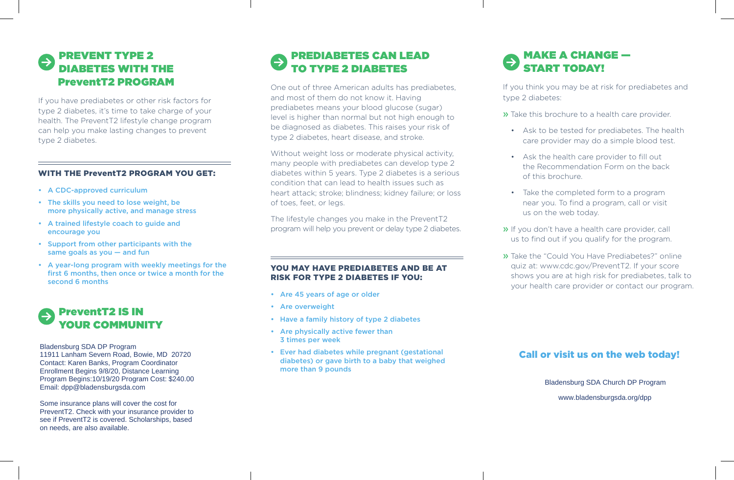## PREVENT TYPE 2 DIABETES WITH THE PreventT2 PROGRAM

If you have prediabetes or other risk factors for type 2 diabetes, it's time to take charge of your health. The PreventT2 lifestyle change program can help you make lasting changes to prevent type 2 diabetes.

### WITH THE PreventT2 PROGRAM YOU GET:

- A CDC-approved curriculum
- The skills you need to lose weight, be more physically active, and manage stress
- A trained lifestyle coach to guide and encourage you
- Support from other participants with the same goals as you — and fun
- A year-long program with weekly meetings for the first 6 months, then once or twice a month for the second 6 months

## PreventT2 IS IN YOUR COMMUNITY

Bladensburg SDA DP Program
11911 Lanham Severn Road, Bowie, MD 20720
Contact: Karen Banks, Program Coordinator
Enrollment Begins 9/8/20, Distance Learning
Program Begins:10/19/20 Program Cost: $240.00
Email: dpp@bladensburgsda.com

Some insurance plans will cover the cost for PreventT2. Check with your insurance provider to see if PreventT2 is covered. Scholarships, based on needs, are also available.

## PREDIABETES CAN LEAD TO TYPE 2 DIABETES

One out of three American adults has prediabetes, and most of them do not know it. Having prediabetes means your blood glucose (sugar) level is higher than normal but not high enough to be diagnosed as diabetes. This raises your risk of type 2 diabetes, heart disease, and stroke.

Without weight loss or moderate physical activity, many people with prediabetes can develop type 2 diabetes within 5 years. Type 2 diabetes is a serious condition that can lead to health issues such as heart attack; stroke; blindness; kidney failure; or loss of toes, feet, or legs.

The lifestyle changes you make in the PreventT2 program will help you prevent or delay type 2 diabetes.

### YOU MAY HAVE PREDIABETES AND BE AT RISK FOR TYPE 2 DIABETES IF YOU:

- Are 45 years of age or older
- Are overweight
- Have a family history of type 2 diabetes
- Are physically active fewer than 3 times per week
- Ever had diabetes while pregnant (gestational diabetes) or gave birth to a baby that weighed more than 9 pounds

## MAKE A CHANGE — START TODAY!

If you think you may be at risk for prediabetes and type 2 diabetes:

» Take this brochure to a health care provider.

- Ask to be tested for prediabetes. The health care provider may do a simple blood test.
- Ask the health care provider to fill out the Recommendation Form on the back of this brochure.
- Take the completed form to a program near you. To find a program, call or visit us on the web today.

» If you don't have a health care provider, call us to find out if you qualify for the program.

» Take the "Could You Have Prediabetes?" online quiz at: www.cdc.gov/PreventT2. If your score shows you are at high risk for prediabetes, talk to your health care provider or contact our program.

**Call or visit us on the web today!**

Bladensburg SDA Church DP Program

www.bladensburgsda.org/dpp